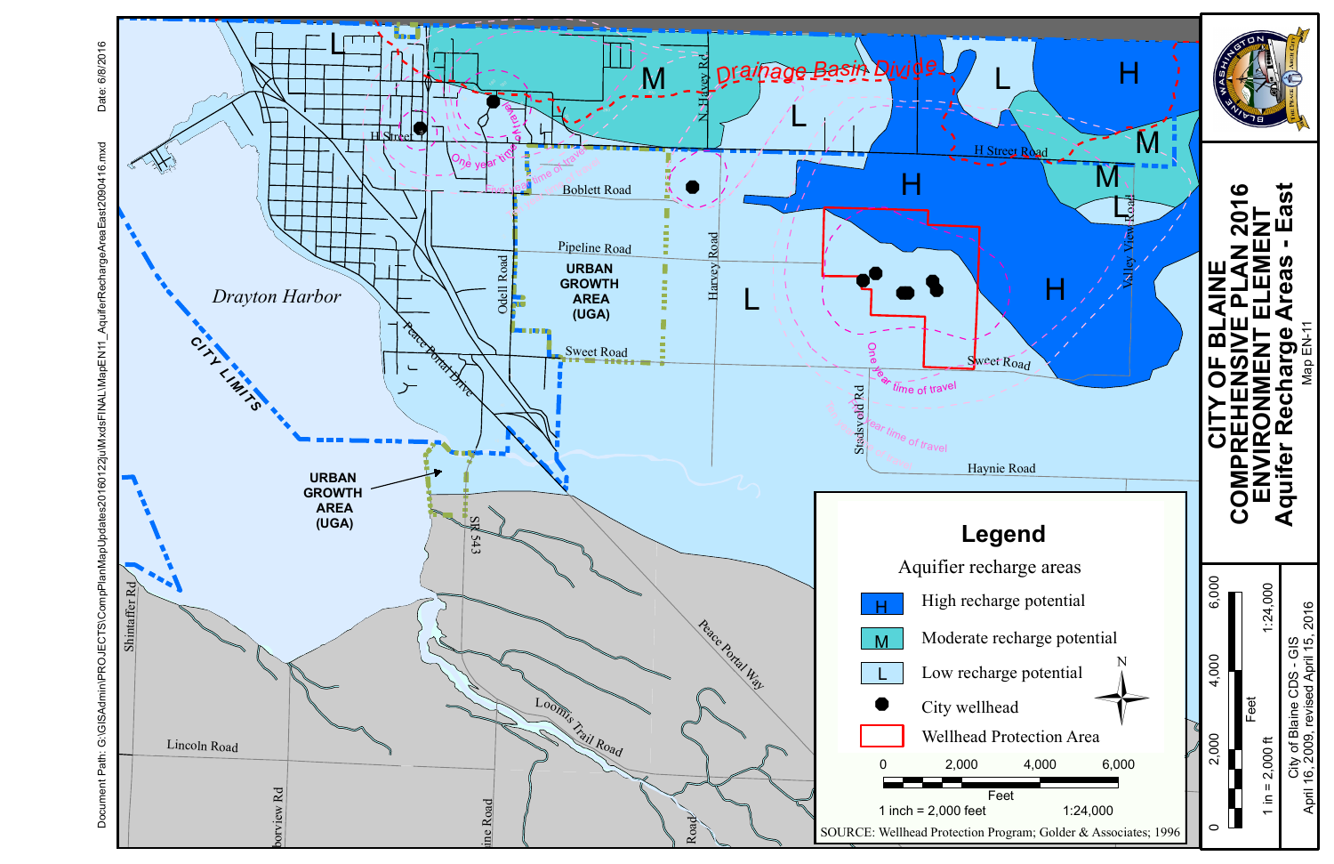# CITY OF BLAINE

## COMPREHENSIVE PLAN 2016

## ENVIRONMENT ELEMENT

## Aquifer Recharge Areas - East

Map EN-11

Date: 6/8/2016

Document Path: G:\GISAdmin\PROJECTS\CompPlanMapUpdates20160122\uMxdsFINAL\MapEN11_AquiferRechargeAreaEast2090416.mxd

Drainage Basin Divide

Drayton Harbor

CITY LIMITS

URBAN GROWTH AREA (UGA)

URBAN GROWTH AREA (UGA)

H Street, H Street Road, Boblett Road, Pipeline Road, Sweet Road, Haynie Road, Odell Road, Harvey Road, N. Harvey Rd, Valley View Road, Stadsvold Rd, Peace Portal Drive, Peace Portal Way, SR 543, Loomis Trail Road, Lincoln Road, Shintaffer Rd, Harborview Rd

One year time of travel

Five year time of travel

Ten year time of travel

## Legend

Aquifer recharge areas

- H — High recharge potential
- M — Moderate recharge potential
- L — Low recharge potential
- ● City wellhead
- Wellhead Protection Area

0 — 2,000 — 4,000 — 6,000 Feet

1 inch = 2,000 feet 1:24,000

SOURCE: Wellhead Protection Program; Golder & Associates; 1996

1 in = 2,000 ft 1:24,000

City of Blaine CDS - GIS

April 16, 2009, revised April 15, 2016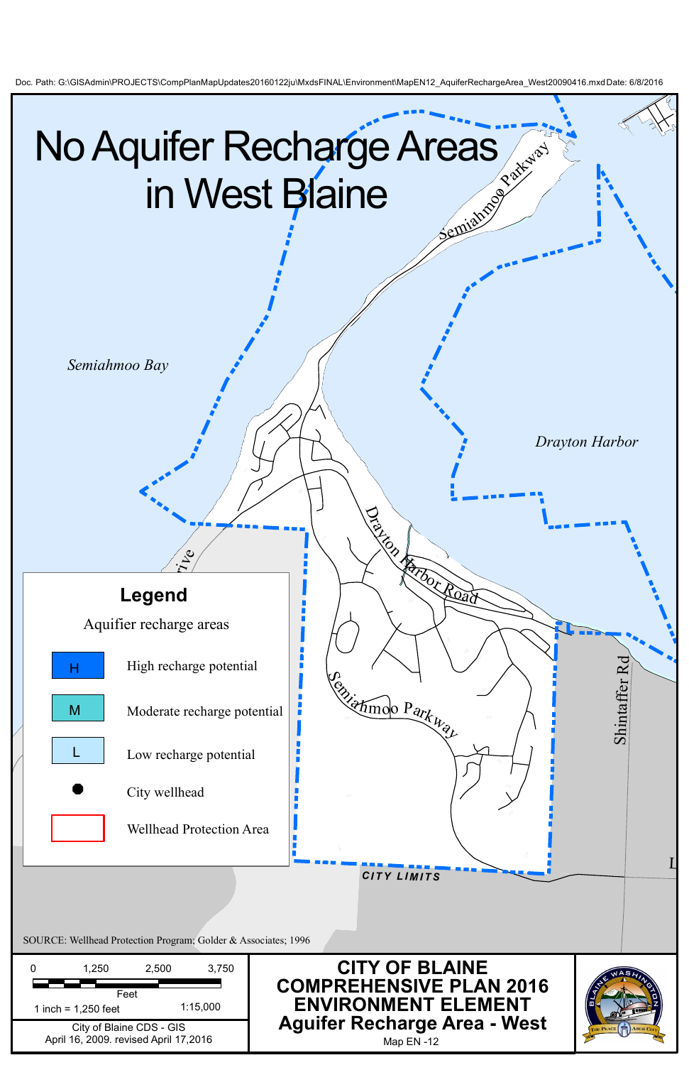Doc. Path: G:\GISAdmin\PROJECTS\CompPlanMapUpdates20160122ju\MxdsFINAL\Environment\MapEN12_AquiferRechargeArea_West20090416.mxd Date: 6/8/2016

# No Aquifer Recharge Areas in West Blaine

*Semiahmoo Bay*

*Drayton Harbor*

Semiahmoo Parkway

Drayton Harbor Road

Semiahmoo Parkway

Shintaffer Rd

CITY LIMITS

## Legend

Aquifer recharge areas

- H — High recharge potential
- M — Moderate recharge potential
- L — Low recharge potential
- City wellhead
- Wellhead Protection Area

SOURCE: Wellhead Protection Program; Golder & Associates; 1996

0 1,250 2,500 3,750

Feet

1 inch = 1,250 feet 1:15,000

City of Blaine CDS - GIS
April 16, 2009. revised April 17,2016

**CITY OF BLAINE**
**COMPREHENSIVE PLAN 2016**
**ENVIRONMENT ELEMENT**
**Aguifer Recharge Area - West**

Map EN -12